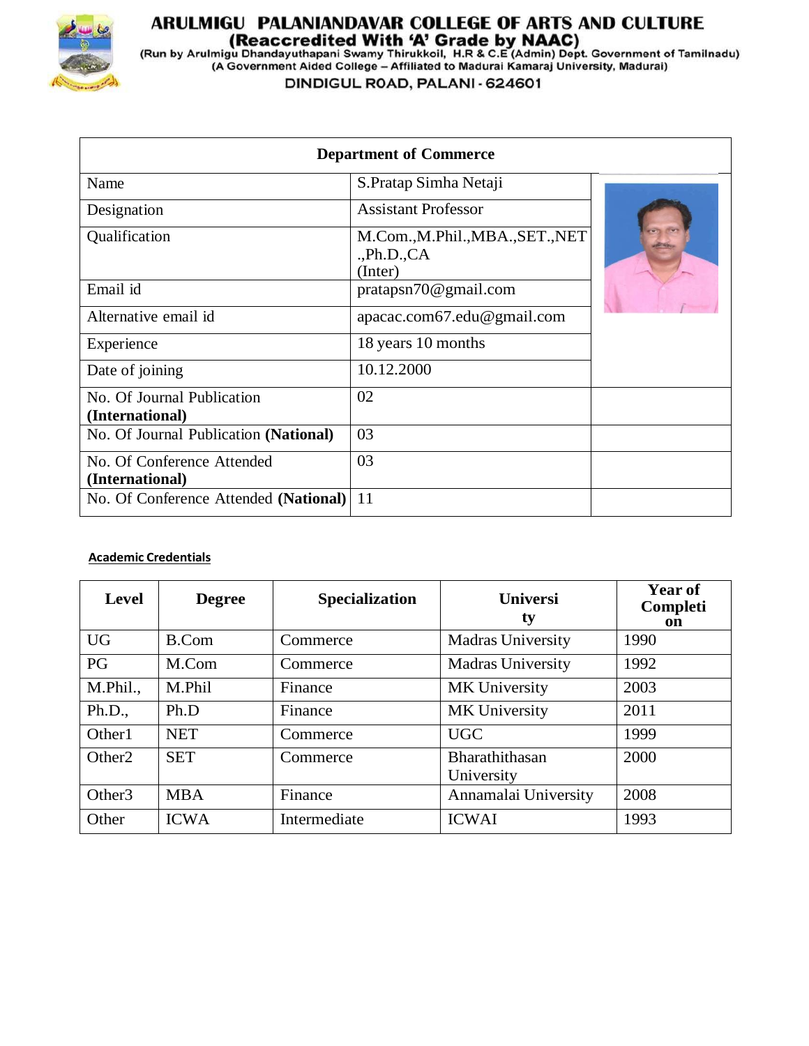# ARULMIGU PALANIANDAVAR COLLEGE OF ARTS AND CULTURE

**(Reaccredited With 'A' Grade by NAAC)**

(Run by Arulmigu Dhandayuthapani Swamy Thirukkoil, H.R & C.E (Admin) Dept. Government of Tamilnadu)

(A Government Aided College – Affiliated to Madurai Kamaraj University, Madurai)

DINDIGUL ROAD, PALANI - 624601

| Department of Commerce | | |
|---|---|---|
| Name | S.Pratap Simha Netaji | |
| Designation | Assistant Professor | |
| Qualification | M.Com.,M.Phil.,MBA.,SET.,NET.,Ph.D.,CA (Inter) | |
| Email id | pratapsn70@gmail.com | |
| Alternative email id | apacac.com67.edu@gmail.com | |
| Experience | 18 years 10 months | |
| Date of joining | 10.12.2000 | |
| No. Of Journal Publication **(International)** | 02 | |
| No. Of Journal Publication **(National)** | 03 | |
| No. Of Conference Attended **(International)** | 03 | |
| No. Of Conference Attended **(National)** | 11 | |

**Academic Credentials**

| Level | Degree | Specialization | University | Year of Completion |
|---|---|---|---|---|
| UG | B.Com | Commerce | Madras University | 1990 |
| PG | M.Com | Commerce | Madras University | 1992 |
| M.Phil., | M.Phil | Finance | MK University | 2003 |
| Ph.D., | Ph.D | Finance | MK University | 2011 |
| Other1 | NET | Commerce | UGC | 1999 |
| Other2 | SET | Commerce | Bharathithasan University | 2000 |
| Other3 | MBA | Finance | Annamalai University | 2008 |
| Other | ICWA | Intermediate | ICWAI | 1993 |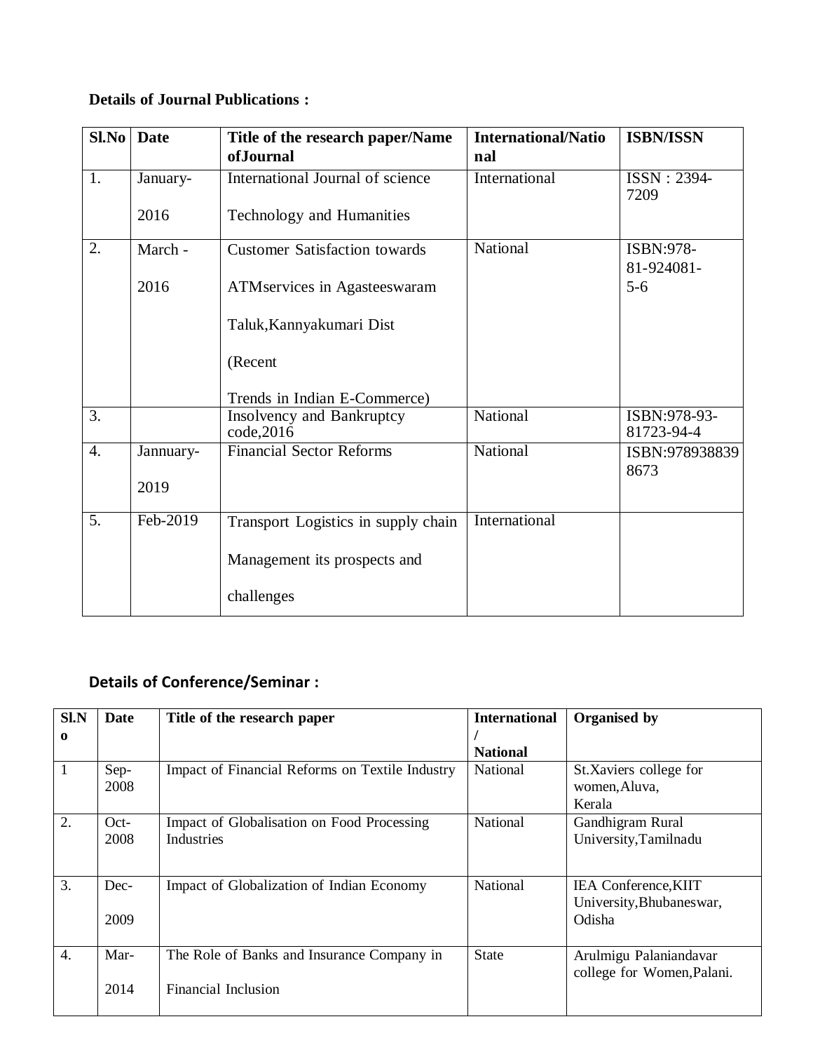**Details of Journal Publications :**

| Sl.No | Date | Title of the research paper/Name ofJournal | International/National | ISBN/ISSN |
|---|---|---|---|---|
| 1. | January-2016 | International Journal of science Technology and Humanities | International | ISSN : 2394-7209 |
| 2. | March - 2016 | Customer Satisfaction towards ATMservices in Agasteeswaram Taluk,Kannyakumari Dist (Recent Trends in Indian E-Commerce) | National | ISBN:978-81-924081-5-6 |
| 3. | | Insolvency and Bankruptcy code,2016 | National | ISBN:978-93-81723-94-4 |
| 4. | Jannuary-2019 | Financial Sector Reforms | National | ISBN:9789388398673 |
| 5. | Feb-2019 | Transport Logistics in supply chain Management its prospects and challenges | International | |

## Details of Conference/Seminar :

| Sl.No | Date | Title of the research paper | International / National | Organised by |
|---|---|---|---|---|
| 1 | Sep-2008 | Impact of Financial Reforms on Textile Industry | National | St.Xaviers college for women,Aluva, Kerala |
| 2. | Oct-2008 | Impact of Globalisation on Food Processing Industries | National | Gandhigram Rural University,Tamilnadu |
| 3. | Dec-2009 | Impact of Globalization of Indian Economy | National | IEA Conference,KIIT University,Bhubaneswar, Odisha |
| 4. | Mar-2014 | The Role of Banks and Insurance Company in Financial Inclusion | State | Arulmigu Palaniandavar college for Women,Palani. |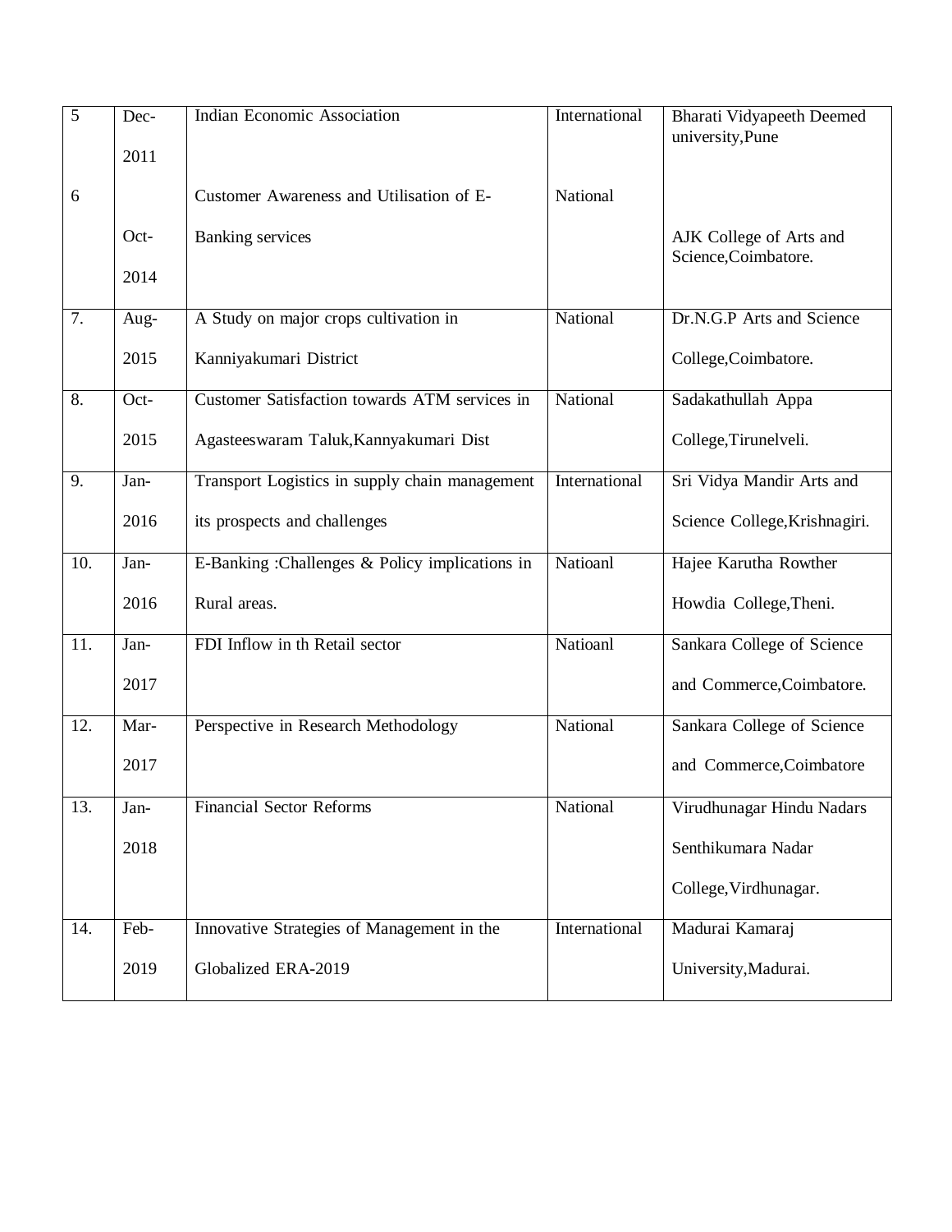| | | | | |
|---|---|---|---|---|
| 5 | Dec-2011 | Indian Economic Association | International | Bharati Vidyapeeth Deemed university,Pune |
| 6 | Oct-2014 | Customer Awareness and Utilisation of E-Banking services | National | AJK College of Arts and Science,Coimbatore. |
| 7. | Aug-2015 | A Study on major crops cultivation in Kanniyakumari District | National | Dr.N.G.P Arts and Science College,Coimbatore. |
| 8. | Oct-2015 | Customer Satisfaction towards ATM services in Agasteeswaram Taluk,Kannyakumari Dist | National | Sadakathullah Appa College,Tirunelveli. |
| 9. | Jan-2016 | Transport Logistics in supply chain management its prospects and challenges | International | Sri Vidya Mandir Arts and Science College,Krishnagiri. |
| 10. | Jan-2016 | E-Banking :Challenges & Policy implications in Rural areas. | Natioanl | Hajee Karutha Rowther Howdia College,Theni. |
| 11. | Jan-2017 | FDI Inflow in th Retail sector | Natioanl | Sankara College of Science and Commerce,Coimbatore. |
| 12. | Mar-2017 | Perspective in Research Methodology | National | Sankara College of Science and Commerce,Coimbatore |
| 13. | Jan-2018 | Financial Sector Reforms | National | Virudhunagar Hindu Nadars Senthikumara Nadar College,Virdhunagar. |
| 14. | Feb-2019 | Innovative Strategies of Management in the Globalized ERA-2019 | International | Madurai Kamaraj University,Madurai. |